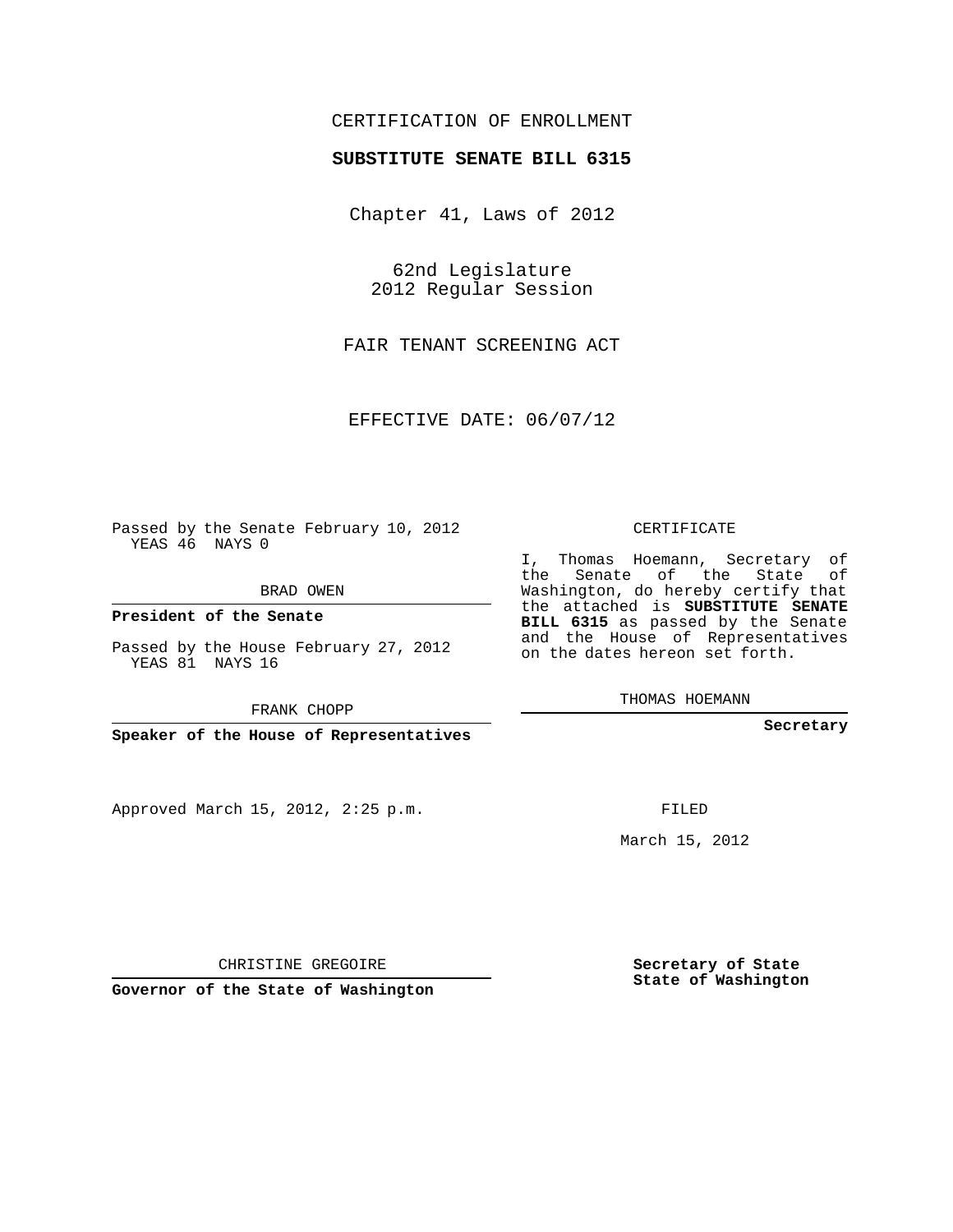CERTIFICATION OF ENROLLMENT

**SUBSTITUTE SENATE BILL 6315**

Chapter 41, Laws of 2012

62nd Legislature
2012 Regular Session

FAIR TENANT SCREENING ACT

EFFECTIVE DATE: 06/07/12

Passed by the Senate February 10, 2012
YEAS 46 NAYS 0

BRAD OWEN

**President of the Senate**

Passed by the House February 27, 2012
YEAS 81 NAYS 16

FRANK CHOPP

**Speaker of the House of Representatives**

CERTIFICATE

I, Thomas Hoemann, Secretary of the Senate of the State of Washington, do hereby certify that the attached is **SUBSTITUTE SENATE BILL 6315** as passed by the Senate and the House of Representatives on the dates hereon set forth.

THOMAS HOEMANN

**Secretary**

Approved March 15, 2012, 2:25 p.m.

FILED

March 15, 2012

CHRISTINE GREGOIRE

**Governor of the State of Washington**

**Secretary of State**
**State of Washington**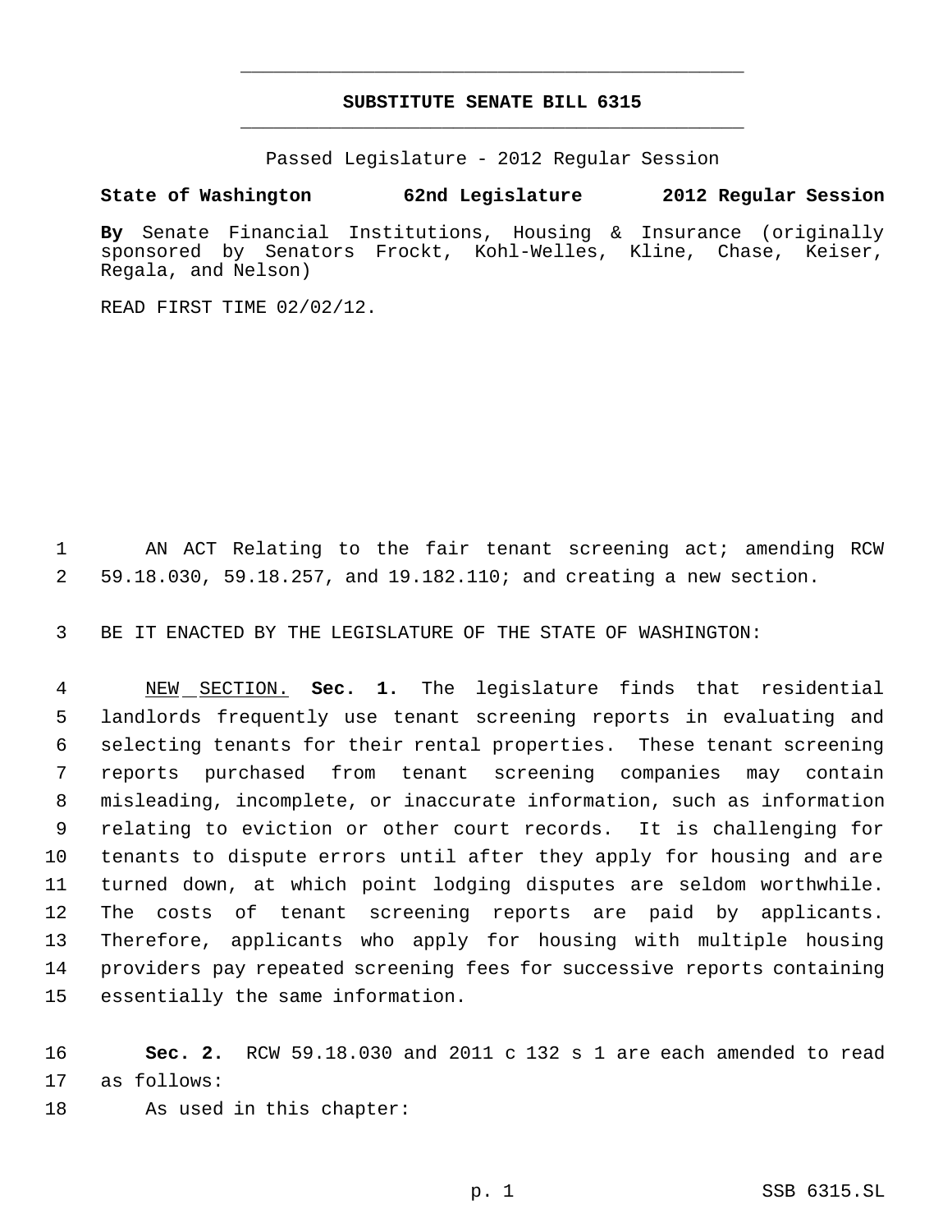# SUBSTITUTE SENATE BILL 6315

Passed Legislature - 2012 Regular Session

**State of Washington 62nd Legislature 2012 Regular Session**

**By** Senate Financial Institutions, Housing & Insurance (originally sponsored by Senators Frockt, Kohl-Welles, Kline, Chase, Keiser, Regala, and Nelson)

READ FIRST TIME 02/02/12.

AN ACT Relating to the fair tenant screening act; amending RCW 59.18.030, 59.18.257, and 19.182.110; and creating a new section.

BE IT ENACTED BY THE LEGISLATURE OF THE STATE OF WASHINGTON:

NEW SECTION. **Sec. 1.** The legislature finds that residential landlords frequently use tenant screening reports in evaluating and selecting tenants for their rental properties. These tenant screening reports purchased from tenant screening companies may contain misleading, incomplete, or inaccurate information, such as information relating to eviction or other court records. It is challenging for tenants to dispute errors until after they apply for housing and are turned down, at which point lodging disputes are seldom worthwhile. The costs of tenant screening reports are paid by applicants. Therefore, applicants who apply for housing with multiple housing providers pay repeated screening fees for successive reports containing essentially the same information.

**Sec. 2.** RCW 59.18.030 and 2011 c 132 s 1 are each amended to read as follows:

As used in this chapter: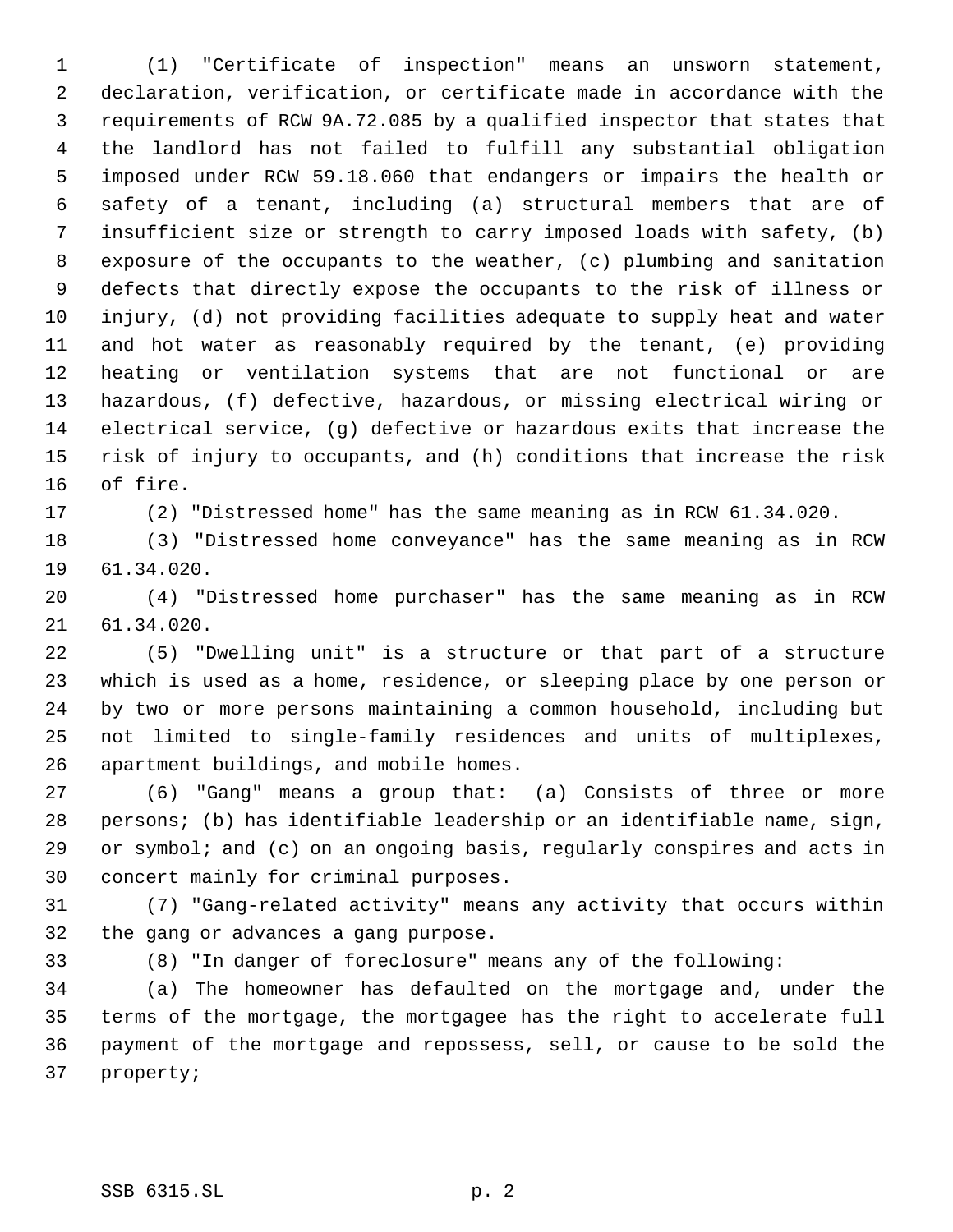(1) "Certificate of inspection" means an unsworn statement, declaration, verification, or certificate made in accordance with the requirements of RCW 9A.72.085 by a qualified inspector that states that the landlord has not failed to fulfill any substantial obligation imposed under RCW 59.18.060 that endangers or impairs the health or safety of a tenant, including (a) structural members that are of insufficient size or strength to carry imposed loads with safety, (b) exposure of the occupants to the weather, (c) plumbing and sanitation defects that directly expose the occupants to the risk of illness or injury, (d) not providing facilities adequate to supply heat and water and hot water as reasonably required by the tenant, (e) providing heating or ventilation systems that are not functional or are hazardous, (f) defective, hazardous, or missing electrical wiring or electrical service, (g) defective or hazardous exits that increase the risk of injury to occupants, and (h) conditions that increase the risk of fire.

(2) "Distressed home" has the same meaning as in RCW 61.34.020.

(3) "Distressed home conveyance" has the same meaning as in RCW 61.34.020.

(4) "Distressed home purchaser" has the same meaning as in RCW 61.34.020.

(5) "Dwelling unit" is a structure or that part of a structure which is used as a home, residence, or sleeping place by one person or by two or more persons maintaining a common household, including but not limited to single-family residences and units of multiplexes, apartment buildings, and mobile homes.

(6) "Gang" means a group that: (a) Consists of three or more persons; (b) has identifiable leadership or an identifiable name, sign, or symbol; and (c) on an ongoing basis, regularly conspires and acts in concert mainly for criminal purposes.

(7) "Gang-related activity" means any activity that occurs within the gang or advances a gang purpose.

(8) "In danger of foreclosure" means any of the following:

(a) The homeowner has defaulted on the mortgage and, under the terms of the mortgage, the mortgagee has the right to accelerate full payment of the mortgage and repossess, sell, or cause to be sold the property;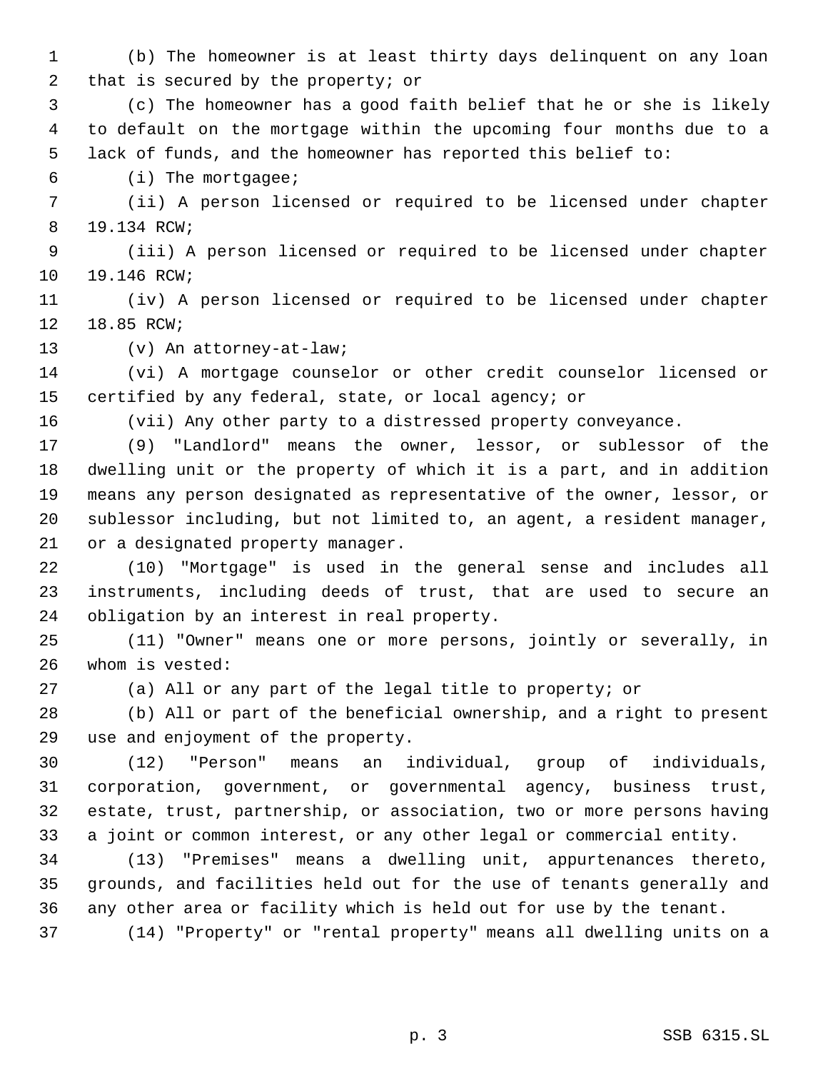(b) The homeowner is at least thirty days delinquent on any loan that is secured by the property; or

(c) The homeowner has a good faith belief that he or she is likely to default on the mortgage within the upcoming four months due to a lack of funds, and the homeowner has reported this belief to:

(i) The mortgagee;

(ii) A person licensed or required to be licensed under chapter 19.134 RCW;

(iii) A person licensed or required to be licensed under chapter 19.146 RCW;

(iv) A person licensed or required to be licensed under chapter 18.85 RCW;

(v) An attorney-at-law;

(vi) A mortgage counselor or other credit counselor licensed or certified by any federal, state, or local agency; or

(vii) Any other party to a distressed property conveyance.

(9) "Landlord" means the owner, lessor, or sublessor of the dwelling unit or the property of which it is a part, and in addition means any person designated as representative of the owner, lessor, or sublessor including, but not limited to, an agent, a resident manager, or a designated property manager.

(10) "Mortgage" is used in the general sense and includes all instruments, including deeds of trust, that are used to secure an obligation by an interest in real property.

(11) "Owner" means one or more persons, jointly or severally, in whom is vested:

(a) All or any part of the legal title to property; or

(b) All or part of the beneficial ownership, and a right to present use and enjoyment of the property.

(12) "Person" means an individual, group of individuals, corporation, government, or governmental agency, business trust, estate, trust, partnership, or association, two or more persons having a joint or common interest, or any other legal or commercial entity.

(13) "Premises" means a dwelling unit, appurtenances thereto, grounds, and facilities held out for the use of tenants generally and any other area or facility which is held out for use by the tenant.

(14) "Property" or "rental property" means all dwelling units on a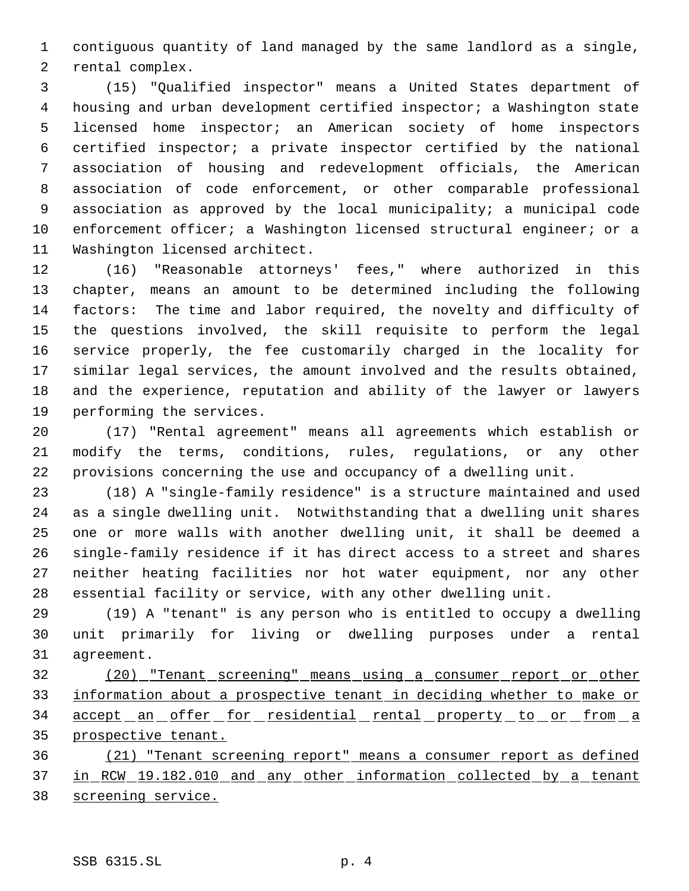contiguous quantity of land managed by the same landlord as a single, rental complex.

(15) "Qualified inspector" means a United States department of housing and urban development certified inspector; a Washington state licensed home inspector; an American society of home inspectors certified inspector; a private inspector certified by the national association of housing and redevelopment officials, the American association of code enforcement, or other comparable professional association as approved by the local municipality; a municipal code enforcement officer; a Washington licensed structural engineer; or a Washington licensed architect.

(16) "Reasonable attorneys' fees," where authorized in this chapter, means an amount to be determined including the following factors: The time and labor required, the novelty and difficulty of the questions involved, the skill requisite to perform the legal service properly, the fee customarily charged in the locality for similar legal services, the amount involved and the results obtained, and the experience, reputation and ability of the lawyer or lawyers performing the services.

(17) "Rental agreement" means all agreements which establish or modify the terms, conditions, rules, regulations, or any other provisions concerning the use and occupancy of a dwelling unit.

(18) A "single-family residence" is a structure maintained and used as a single dwelling unit. Notwithstanding that a dwelling unit shares one or more walls with another dwelling unit, it shall be deemed a single-family residence if it has direct access to a street and shares neither heating facilities nor hot water equipment, nor any other essential facility or service, with any other dwelling unit.

(19) A "tenant" is any person who is entitled to occupy a dwelling unit primarily for living or dwelling purposes under a rental agreement.

<u>(20) "Tenant screening" means using a consumer report or other information about a prospective tenant in deciding whether to make or accept an offer for residential rental property to or from a prospective tenant.</u>

<u>(21) "Tenant screening report" means a consumer report as defined in RCW 19.182.010 and any other information collected by a tenant screening service.</u>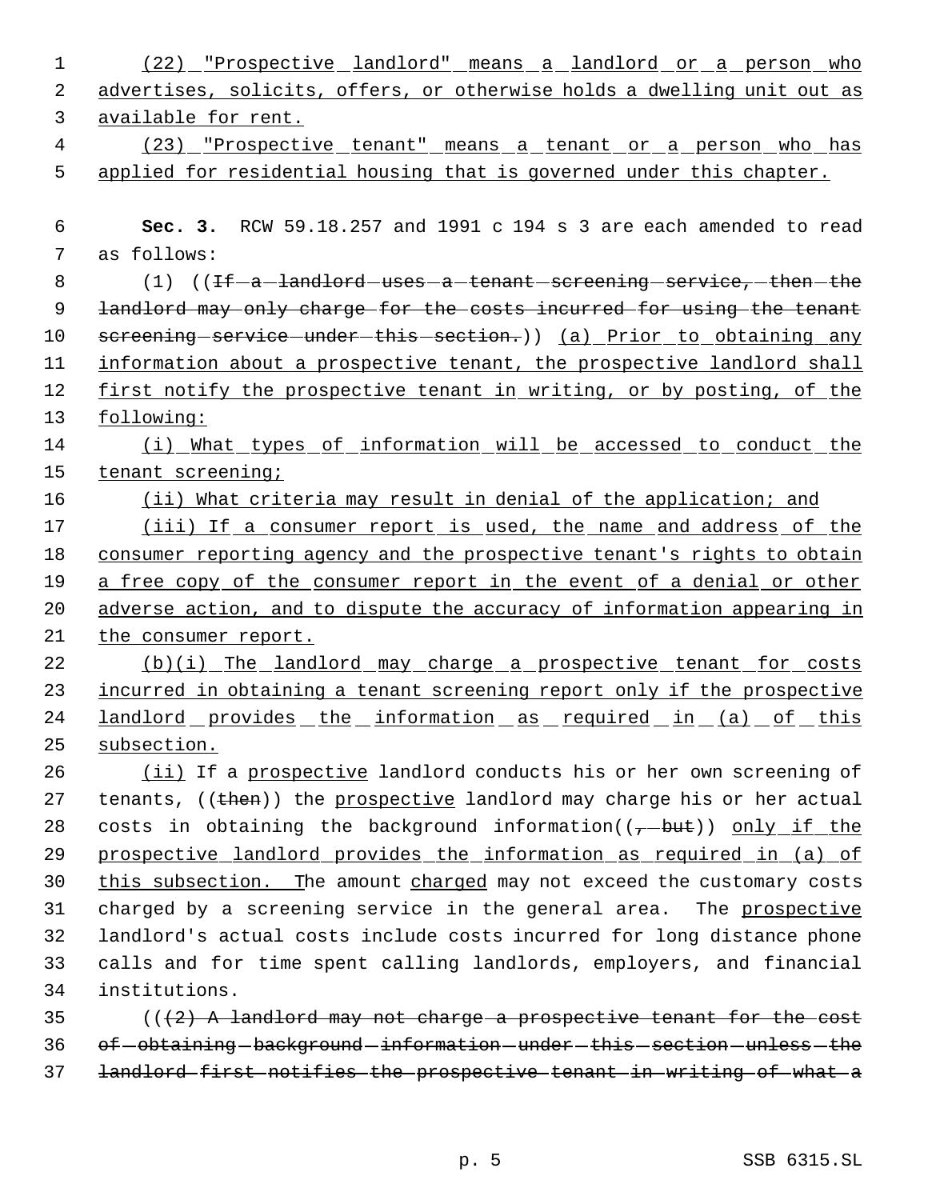(22) "Prospective landlord" means a landlord or a person who advertises, solicits, offers, or otherwise holds a dwelling unit out as available for rent.

(23) "Prospective tenant" means a tenant or a person who has applied for residential housing that is governed under this chapter.

**Sec. 3.** RCW 59.18.257 and 1991 c 194 s 3 are each amended to read as follows:

(1) ((~~If a landlord uses a tenant screening service, then the landlord may only charge for the costs incurred for using the tenant screening service under this section.~~)) (a) Prior to obtaining any information about a prospective tenant, the prospective landlord shall first notify the prospective tenant in writing, or by posting, of the following:

(i) What types of information will be accessed to conduct the tenant screening;

(ii) What criteria may result in denial of the application; and

(iii) If a consumer report is used, the name and address of the consumer reporting agency and the prospective tenant's rights to obtain a free copy of the consumer report in the event of a denial or other adverse action, and to dispute the accuracy of information appearing in the consumer report.

(b)(i) The landlord may charge a prospective tenant for costs incurred in obtaining a tenant screening report only if the prospective landlord provides the information as required in (a) of this subsection.

(ii) If a prospective landlord conducts his or her own screening of tenants, ((~~then~~)) the prospective landlord may charge his or her actual costs in obtaining the background information((~~, but~~)) only if the prospective landlord provides the information as required in (a) of this subsection. The amount charged may not exceed the customary costs charged by a screening service in the general area. The prospective landlord's actual costs include costs incurred for long distance phone calls and for time spent calling landlords, employers, and financial institutions.

((~~(2) A landlord may not charge a prospective tenant for the cost of obtaining background information under this section unless the landlord first notifies the prospective tenant in writing of what a~~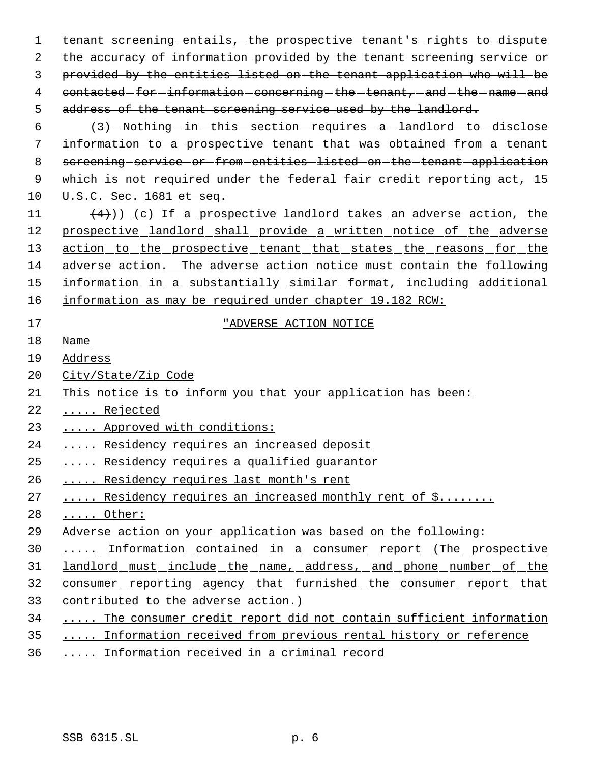~~tenant screening entails, the prospective tenant's rights to dispute the accuracy of information provided by the tenant screening service or provided by the entities listed on the tenant application who will be contacted for information concerning the tenant, and the name and address of the tenant screening service used by the landlord.~~

~~(3) Nothing in this section requires a landlord to disclose information to a prospective tenant that was obtained from a tenant screening service or from entities listed on the tenant application which is not required under the federal fair credit reporting act, 15 U.S.C. Sec. 1681 et seq.~~

~~(4)~~)) <u>(c) If a prospective landlord takes an adverse action, the prospective landlord shall provide a written notice of the adverse action to the prospective tenant that states the reasons for the adverse action. The adverse action notice must contain the following information in a substantially similar format, including additional information as may be required under chapter 19.182 RCW:</u>

<u>"ADVERSE ACTION NOTICE</u>

<u>Name</u>

<u>Address</u>

<u>City/State/Zip Code</u>

<u>This notice is to inform you that your application has been:</u>

<u>..... Rejected</u>

<u>..... Approved with conditions:</u>

<u>..... Residency requires an increased deposit</u>

<u>..... Residency requires a qualified guarantor</u>

<u>..... Residency requires last month's rent</u>

<u>..... Residency requires an increased monthly rent of $........</u>

<u>..... Other:</u>

<u>Adverse action on your application was based on the following:</u>

<u>..... Information contained in a consumer report (The prospective landlord must include the name, address, and phone number of the consumer reporting agency that furnished the consumer report that contributed to the adverse action.)</u>

<u>..... The consumer credit report did not contain sufficient information</u>

<u>..... Information received from previous rental history or reference</u>

<u>..... Information received in a criminal record</u>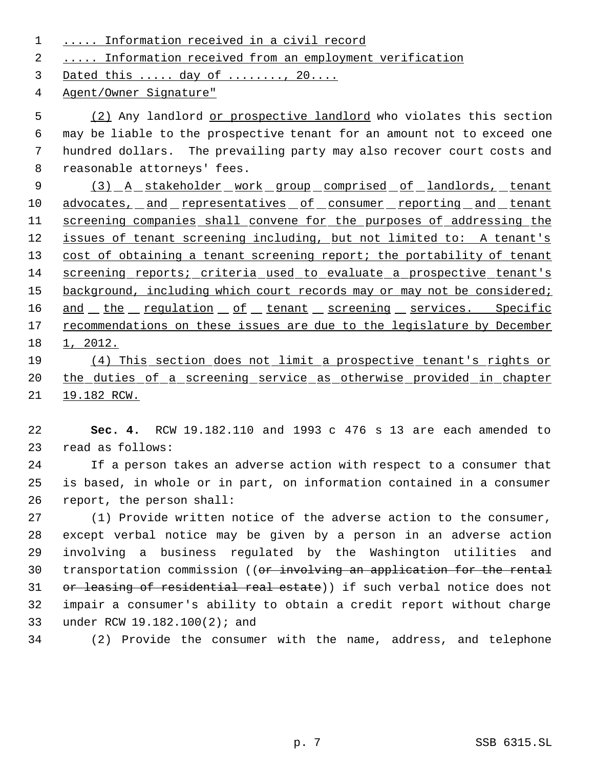..... Information received in a civil record

..... Information received from an employment verification

Dated this ..... day of ........, 20....

Agent/Owner Signature"

(2) Any landlord or prospective landlord who violates this section may be liable to the prospective tenant for an amount not to exceed one hundred dollars. The prevailing party may also recover court costs and reasonable attorneys' fees.

(3) A stakeholder work group comprised of landlords, tenant advocates, and representatives of consumer reporting and tenant screening companies shall convene for the purposes of addressing the issues of tenant screening including, but not limited to: A tenant's cost of obtaining a tenant screening report; the portability of tenant screening reports; criteria used to evaluate a prospective tenant's background, including which court records may or may not be considered; and the regulation of tenant screening services. Specific recommendations on these issues are due to the legislature by December 1, 2012.

(4) This section does not limit a prospective tenant's rights or the duties of a screening service as otherwise provided in chapter 19.182 RCW.

**Sec. 4.** RCW 19.182.110 and 1993 c 476 s 13 are each amended to read as follows:

If a person takes an adverse action with respect to a consumer that is based, in whole or in part, on information contained in a consumer report, the person shall:

(1) Provide written notice of the adverse action to the consumer, except verbal notice may be given by a person in an adverse action involving a business regulated by the Washington utilities and transportation commission ((~~or involving an application for the rental or leasing of residential real estate~~)) if such verbal notice does not impair a consumer's ability to obtain a credit report without charge under RCW 19.182.100(2); and

(2) Provide the consumer with the name, address, and telephone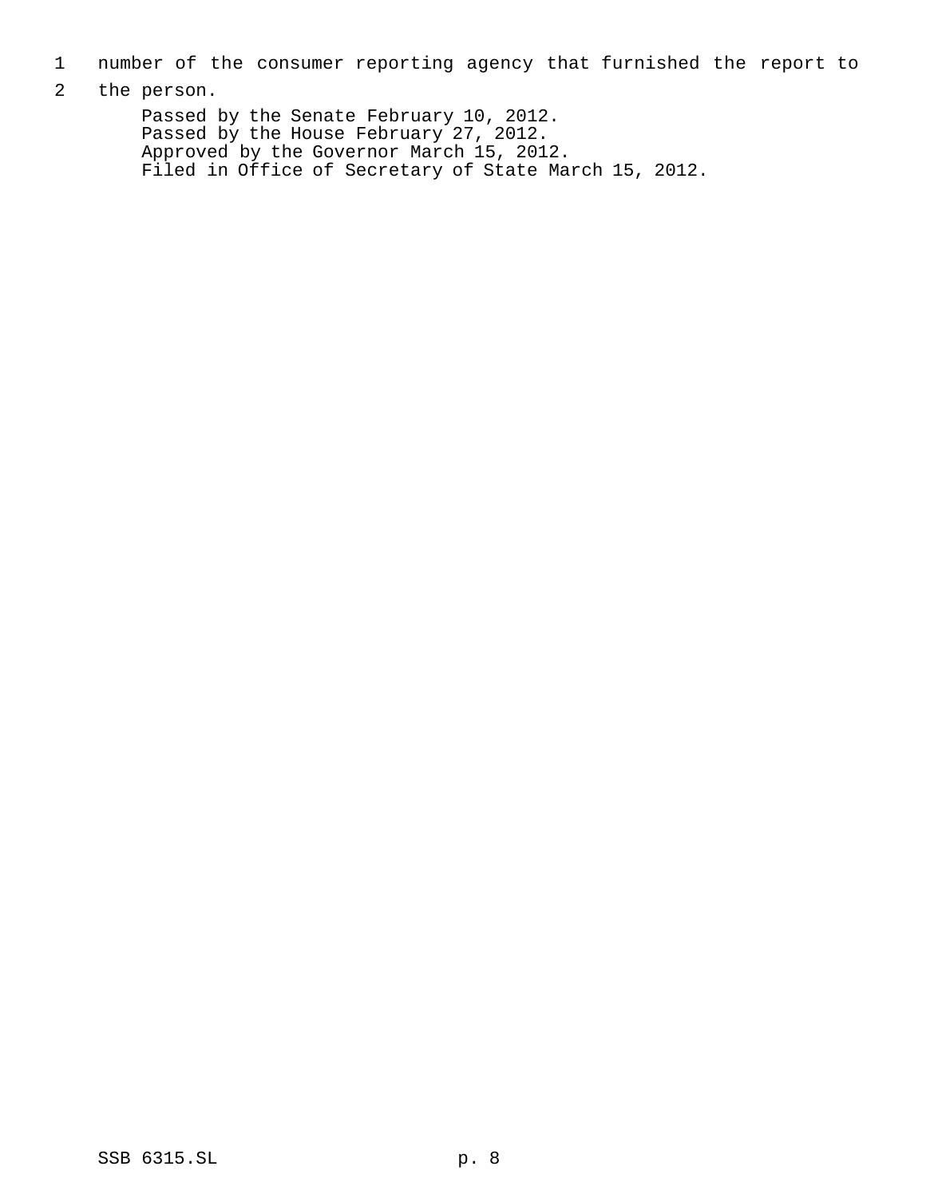number of the consumer reporting agency that furnished the report to the person.

Passed by the Senate February 10, 2012.
Passed by the House February 27, 2012.
Approved by the Governor March 15, 2012.
Filed in Office of Secretary of State March 15, 2012.